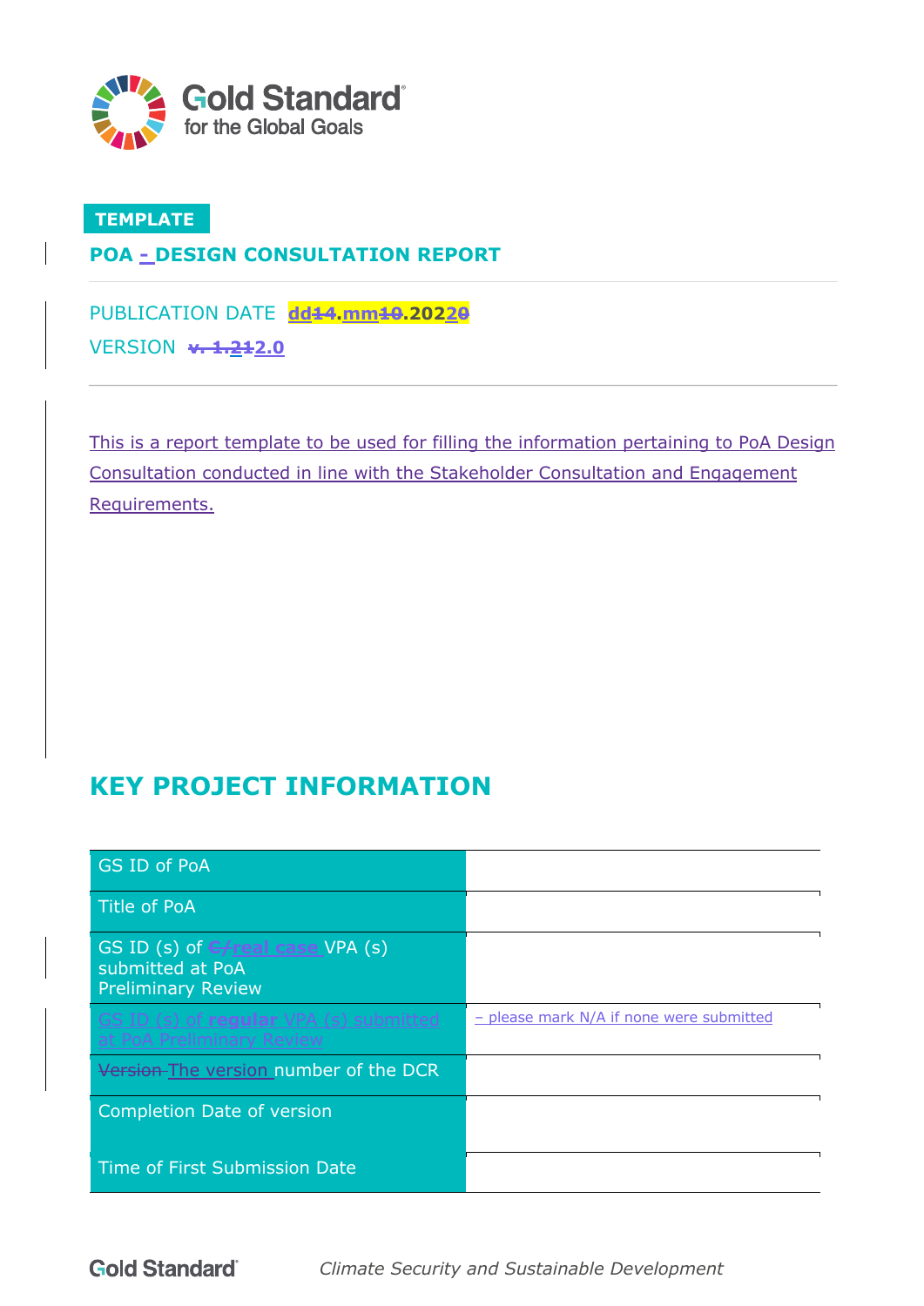Gold Standard for the Global Goals

**TEMPLATE**

## POA - DESIGN CONSULTATION REPORT

PUBLICATION DATE **dd14.mm10.20220**

VERSION **v. 1.212.0**

This is a report template to be used for filling the information pertaining to PoA Design Consultation conducted in line with the Stakeholder Consultation and Engagement Requirements.

# KEY PROJECT INFORMATION

| | |
|---|---|
| GS ID of PoA | |
| Title of PoA | |
| GS ID (s) of C/real case VPA (s) submitted at PoA Preliminary Review | |
| GS ID (s) of regular VPA (s) submitted at PoA Preliminary Review | – please mark N/A if none were submitted |
| Version The version number of the DCR | |
| Completion Date of version | |
| Time of First Submission Date | |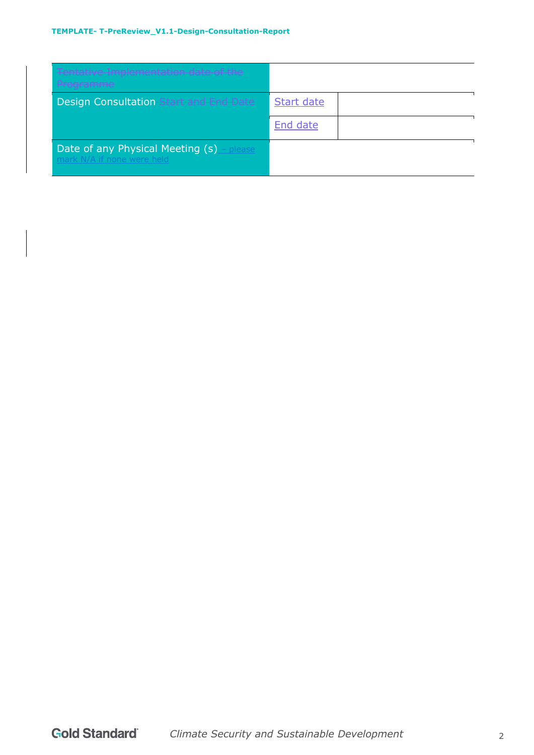| Tentative Implementation date of the Programme | | |
| --- | --- | --- |
| Design Consultation Start and End Date | Start date | |
| | End date | |
| Date of any Physical Meeting (s) – please mark N/A if none were held | | |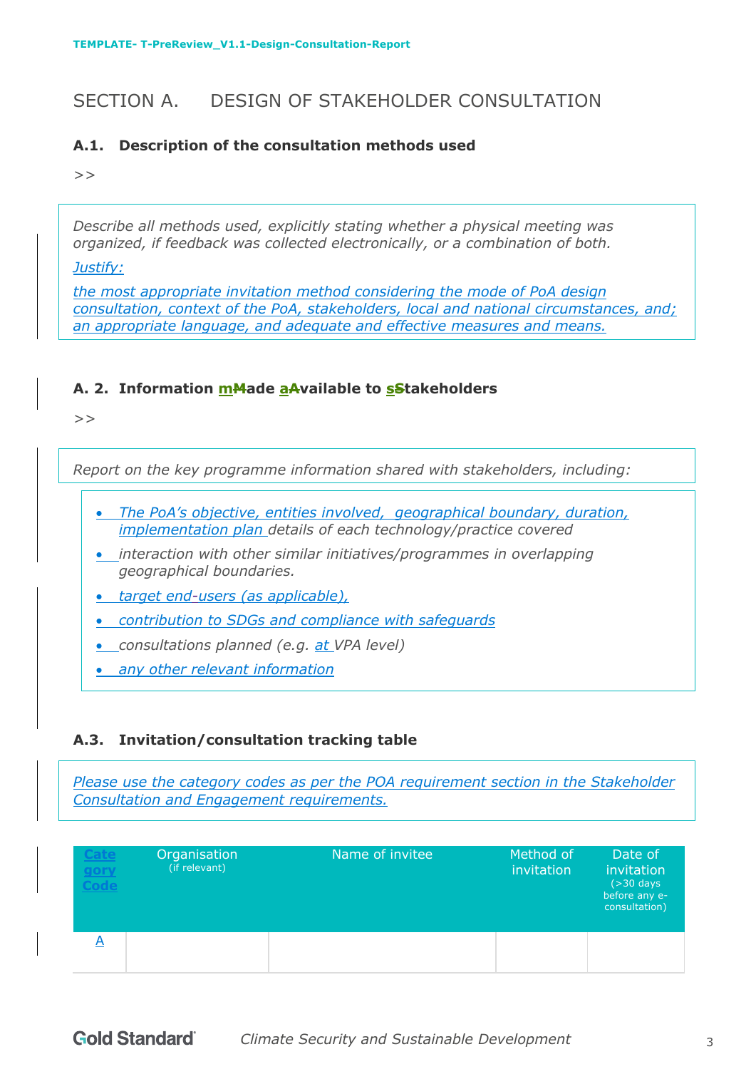# SECTION A. DESIGN OF STAKEHOLDER CONSULTATION

### A.1. Description of the consultation methods used

>>

*Describe all methods used, explicitly stating whether a physical meeting was organized, if feedback was collected electronically, or a combination of both.*

*Justify:*

*the most appropriate invitation method considering the mode of PoA design consultation, context of the PoA, stakeholders, local and national circumstances, and; an appropriate language, and adequate and effective measures and means.*

### A. 2. Information mMade aAvailable to sStakeholders

>>

*Report on the key programme information shared with stakeholders, including:*

- *The PoA's objective, entities involved, geographical boundary, duration, implementation plan details of each technology/practice covered*
- *interaction with other similar initiatives/programmes in overlapping geographical boundaries.*
- *target end-users (as applicable),*
- *contribution to SDGs and compliance with safeguards*
- *consultations planned (e.g. at VPA level)*
- *any other relevant information*

### A.3. Invitation/consultation tracking table

*Please use the category codes as per the POA requirement section in the Stakeholder Consultation and Engagement requirements.*

| Category Code | Organisation (if relevant) | Name of invitee | Method of invitation | Date of invitation (>30 days before any e-consultation) |
|---|---|---|---|---|
| A | | | | |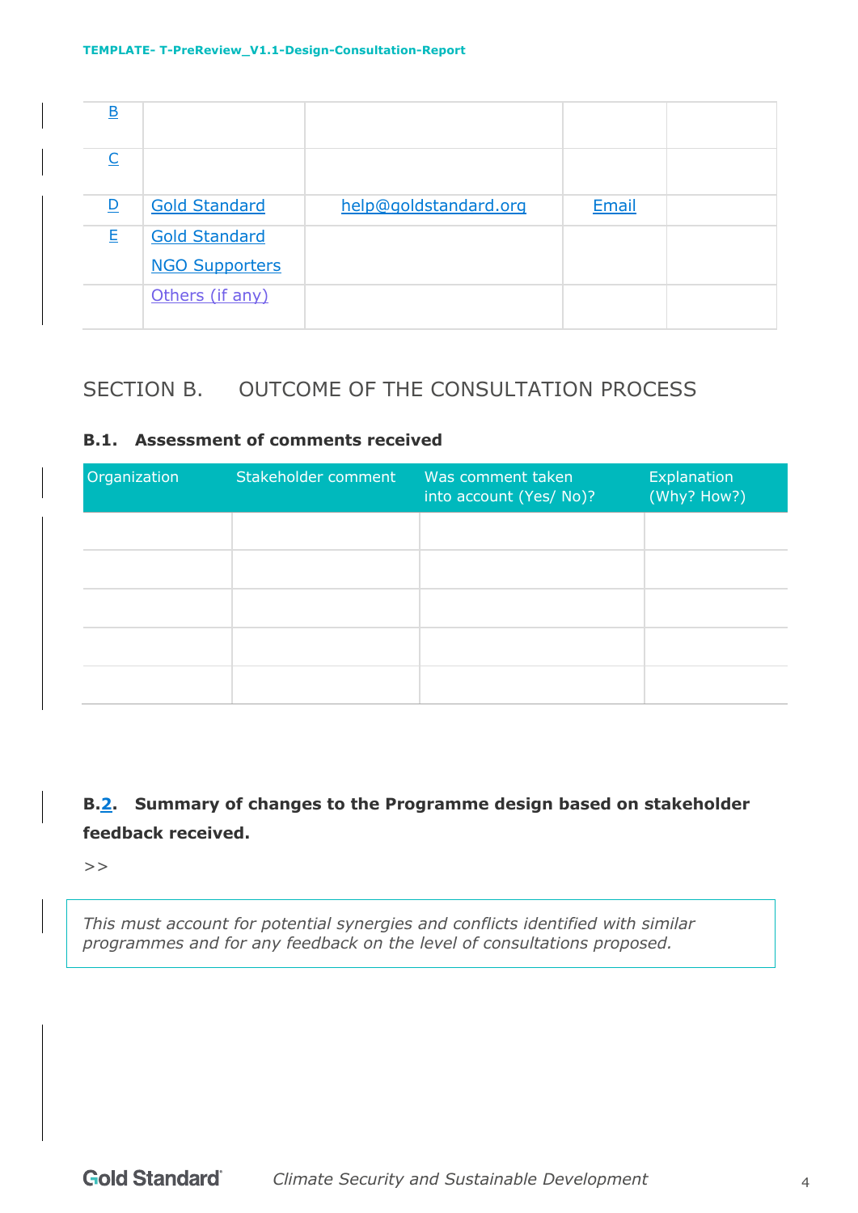| | | | | |
|---|---|---|---|---|
| B | | | | |
| C | | | | |
| D | Gold Standard | help@goldstandard.org | Email | |
| E | Gold Standard NGO Supporters | | | |
| | Others (if any) | | | |

## SECTION B. OUTCOME OF THE CONSULTATION PROCESS

### B.1. Assessment of comments received

| Organization | Stakeholder comment | Was comment taken into account (Yes/ No)? | Explanation (Why? How?) |
|---|---|---|---|
| | | | |
| | | | |
| | | | |
| | | | |
| | | | |

### B.2. Summary of changes to the Programme design based on stakeholder feedback received.

>>

*This must account for potential synergies and conflicts identified with similar programmes and for any feedback on the level of consultations proposed.*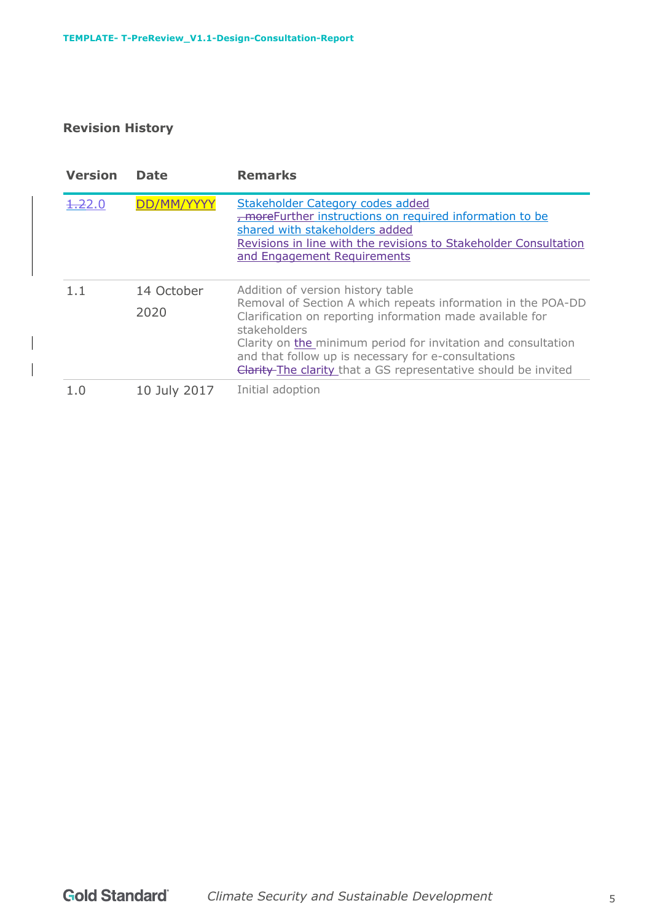### Revision History

| Version | Date | Remarks |
| --- | --- | --- |
| ~~1.2~~2.0 | DD/MM/YYYY | Stakeholder Category codes added<br>~~, more~~Further instructions on required information to be shared with stakeholders added<br>Revisions in line with the revisions to Stakeholder Consultation and Engagement Requirements |
| 1.1 | 14 October 2020 | Addition of version history table<br>Removal of Section A which repeats information in the POA-DD<br>Clarification on reporting information made available for stakeholders<br>Clarity on the minimum period for invitation and consultation and that follow up is necessary for e-consultations<br>~~Clarity~~ The clarity that a GS representative should be invited |
| 1.0 | 10 July 2017 | Initial adoption |